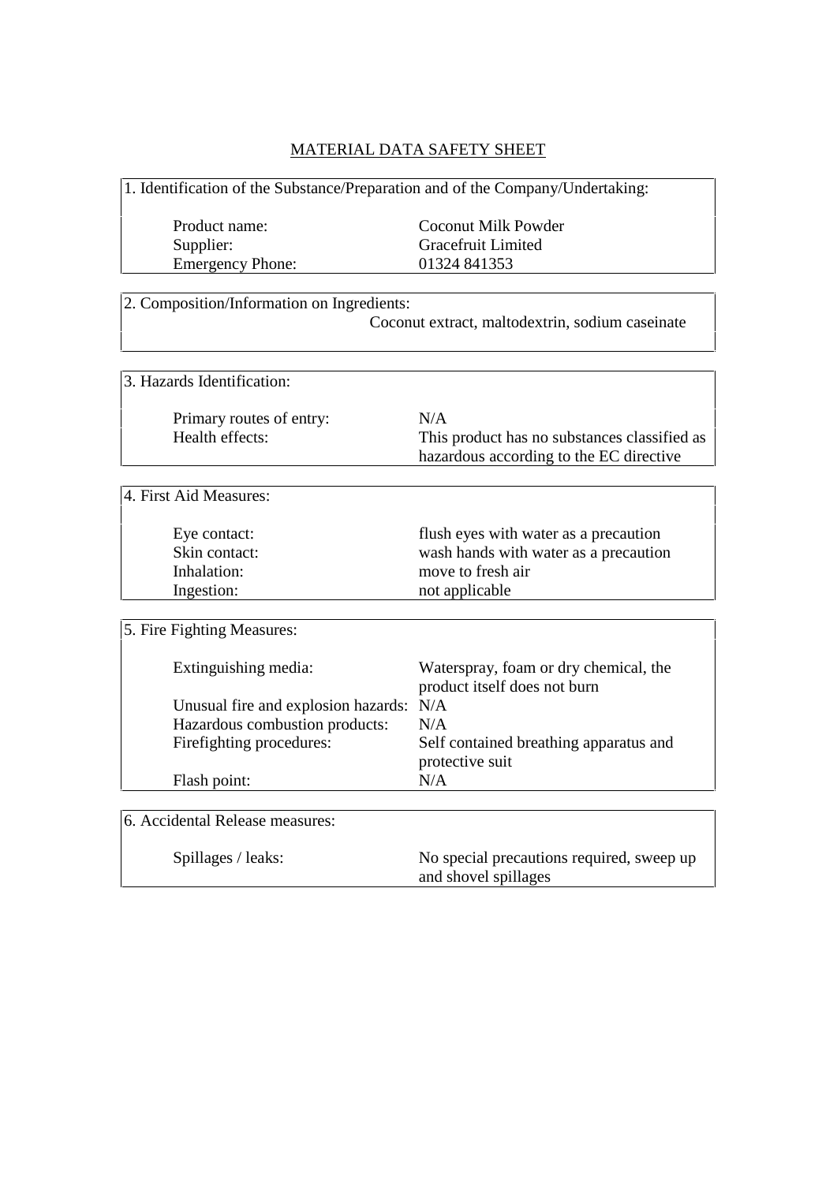# MATERIAL DATA SAFETY SHEET

## 1. Identification of the Substance/Preparation and of the Company/Undertaking:

| | |
|---|---|
| Product name: | Coconut Milk Powder |
| Supplier: | Gracefruit Limited |
| Emergency Phone: | 01324 841353 |

## 2. Composition/Information on Ingredients:

Coconut extract, maltodextrin, sodium caseinate

## 3. Hazards Identification:

| | |
|---|---|
| Primary routes of entry: | N/A |
| Health effects: | This product has no substances classified as hazardous according to the EC directive |

## 4. First Aid Measures:

| | |
|---|---|
| Eye contact: | flush eyes with water as a precaution |
| Skin contact: | wash hands with water as a precaution |
| Inhalation: | move to fresh air |
| Ingestion: | not applicable |

## 5. Fire Fighting Measures:

| | |
|---|---|
| Extinguishing media: | Waterspray, foam or dry chemical, the product itself does not burn |
| Unusual fire and explosion hazards: | N/A |
| Hazardous combustion products: | N/A |
| Firefighting procedures: | Self contained breathing apparatus and protective suit |
| Flash point: | N/A |

## 6. Accidental Release measures:

| | |
|---|---|
| Spillages / leaks: | No special precautions required, sweep up and shovel spillages |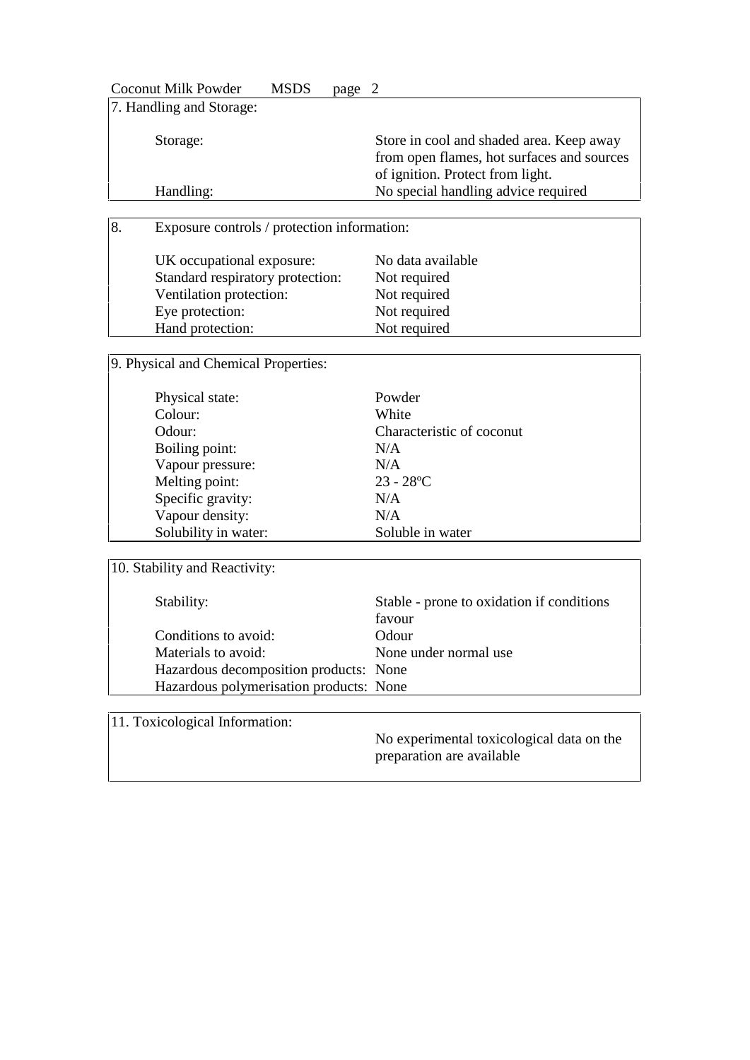## 7. Handling and Storage:

| | |
|---|---|
| Storage: | Store in cool and shaded area. Keep away from open flames, hot surfaces and sources of ignition. Protect from light. |
| Handling: | No special handling advice required |

## 8. Exposure controls / protection information:

| | |
|---|---|
| UK occupational exposure: | No data available |
| Standard respiratory protection: | Not required |
| Ventilation protection: | Not required |
| Eye protection: | Not required |
| Hand protection: | Not required |

## 9. Physical and Chemical Properties:

| | |
|---|---|
| Physical state: | Powder |
| Colour: | White |
| Odour: | Characteristic of coconut |
| Boiling point: | N/A |
| Vapour pressure: | N/A |
| Melting point: | 23 - 28ºC |
| Specific gravity: | N/A |
| Vapour density: | N/A |
| Solubility in water: | Soluble in water |

## 10. Stability and Reactivity:

| | |
|---|---|
| Stability: | Stable - prone to oxidation if conditions favour |
| Conditions to avoid: | Odour |
| Materials to avoid: | None under normal use |
| Hazardous decomposition products: | None |
| Hazardous polymerisation products: | None |

## 11. Toxicological Information:

No experimental toxicological data on the preparation are available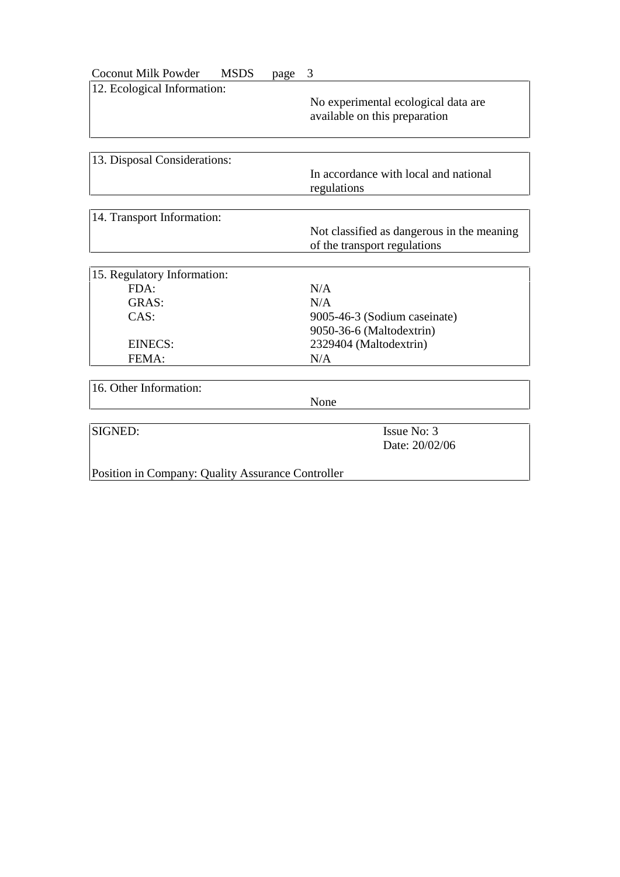## 12. Ecological Information:

No experimental ecological data are available on this preparation

## 13. Disposal Considerations:

In accordance with local and national regulations

## 14. Transport Information:

Not classified as dangerous in the meaning of the transport regulations

## 15. Regulatory Information:

| | |
|---|---|
| FDA: | N/A |
| GRAS: | N/A |
| CAS: | 9005-46-3 (Sodium caseinate)<br>9050-36-6 (Maltodextrin) |
| EINECS: | 2329404 (Maltodextrin) |
| FEMA: | N/A |

## 16. Other Information:

None

SIGNED:

Issue No: 3
Date: 20/02/06

Position in Company: Quality Assurance Controller